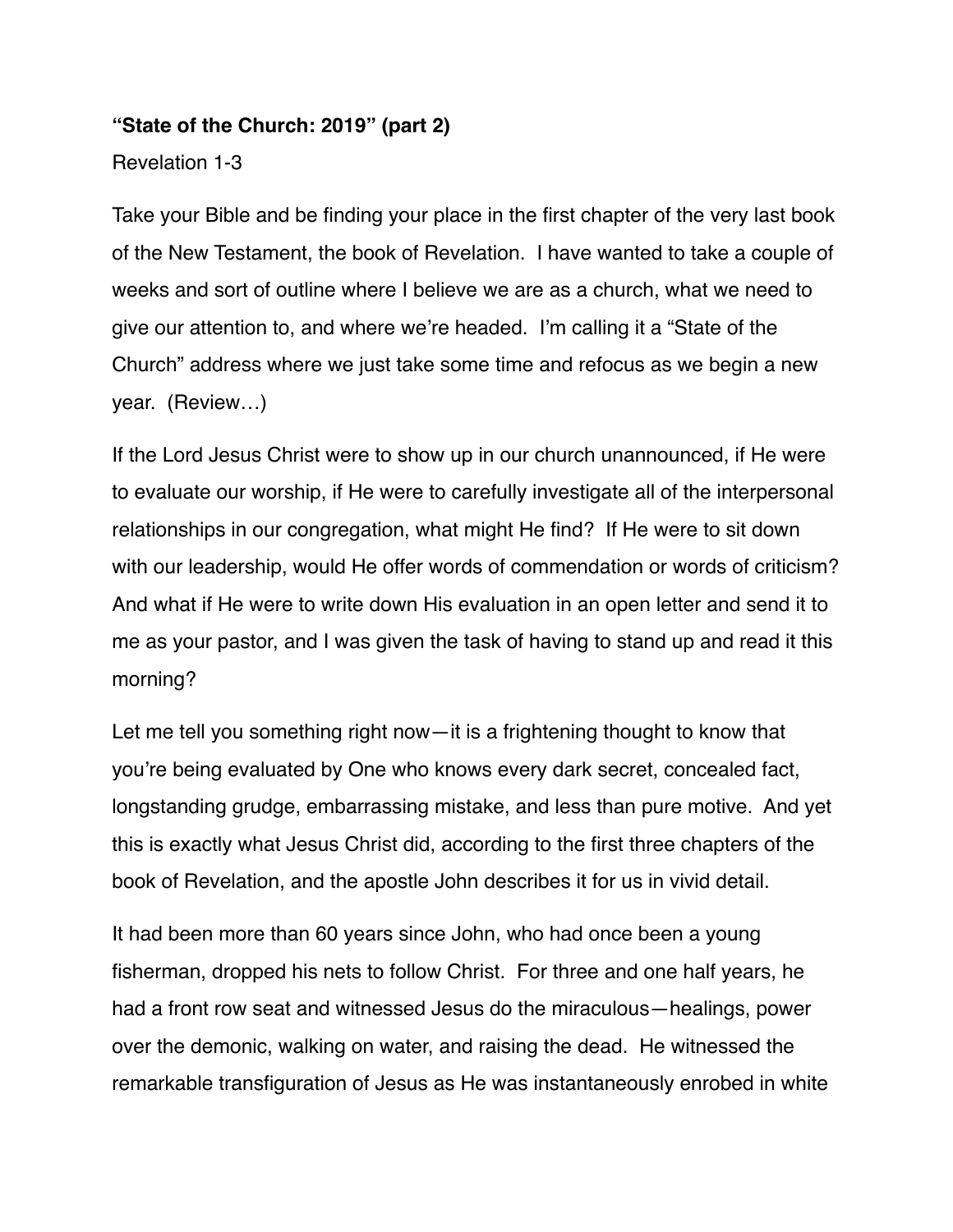**“State of the Church: 2019” (part 2)**

Revelation 1-3

Take your Bible and be finding your place in the first chapter of the very last book of the New Testament, the book of Revelation. I have wanted to take a couple of weeks and sort of outline where I believe we are as a church, what we need to give our attention to, and where we’re headed. I’m calling it a “State of the Church” address where we just take some time and refocus as we begin a new year. (Review…)

If the Lord Jesus Christ were to show up in our church unannounced, if He were to evaluate our worship, if He were to carefully investigate all of the interpersonal relationships in our congregation, what might He find? If He were to sit down with our leadership, would He offer words of commendation or words of criticism? And what if He were to write down His evaluation in an open letter and send it to me as your pastor, and I was given the task of having to stand up and read it this morning?

Let me tell you something right now—it is a frightening thought to know that you’re being evaluated by One who knows every dark secret, concealed fact, longstanding grudge, embarrassing mistake, and less than pure motive. And yet this is exactly what Jesus Christ did, according to the first three chapters of the book of Revelation, and the apostle John describes it for us in vivid detail.

It had been more than 60 years since John, who had once been a young fisherman, dropped his nets to follow Christ. For three and one half years, he had a front row seat and witnessed Jesus do the miraculous—healings, power over the demonic, walking on water, and raising the dead. He witnessed the remarkable transfiguration of Jesus as He was instantaneously enrobed in white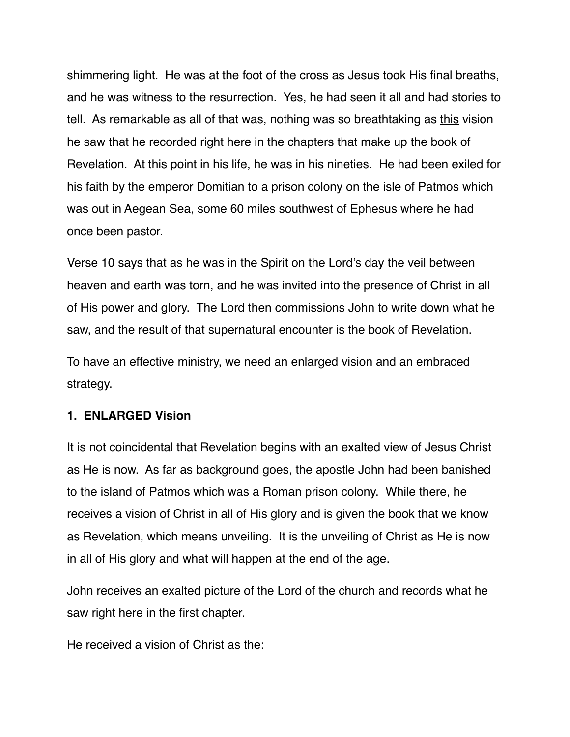shimmering light. He was at the foot of the cross as Jesus took His final breaths, and he was witness to the resurrection. Yes, he had seen it all and had stories to tell. As remarkable as all of that was, nothing was so breathtaking as <u>this</u> vision he saw that he recorded right here in the chapters that make up the book of Revelation. At this point in his life, he was in his nineties. He had been exiled for his faith by the emperor Domitian to a prison colony on the isle of Patmos which was out in Aegean Sea, some 60 miles southwest of Ephesus where he had once been pastor.

Verse 10 says that as he was in the Spirit on the Lord's day the veil between heaven and earth was torn, and he was invited into the presence of Christ in all of His power and glory. The Lord then commissions John to write down what he saw, and the result of that supernatural encounter is the book of Revelation.

To have an <u>effective ministry</u>, we need an <u>enlarged vision</u> and an <u>embraced strategy</u>.

**1. ENLARGED Vision**

It is not coincidental that Revelation begins with an exalted view of Jesus Christ as He is now. As far as background goes, the apostle John had been banished to the island of Patmos which was a Roman prison colony. While there, he receives a vision of Christ in all of His glory and is given the book that we know as Revelation, which means unveiling. It is the unveiling of Christ as He is now in all of His glory and what will happen at the end of the age.

John receives an exalted picture of the Lord of the church and records what he saw right here in the first chapter.

He received a vision of Christ as the: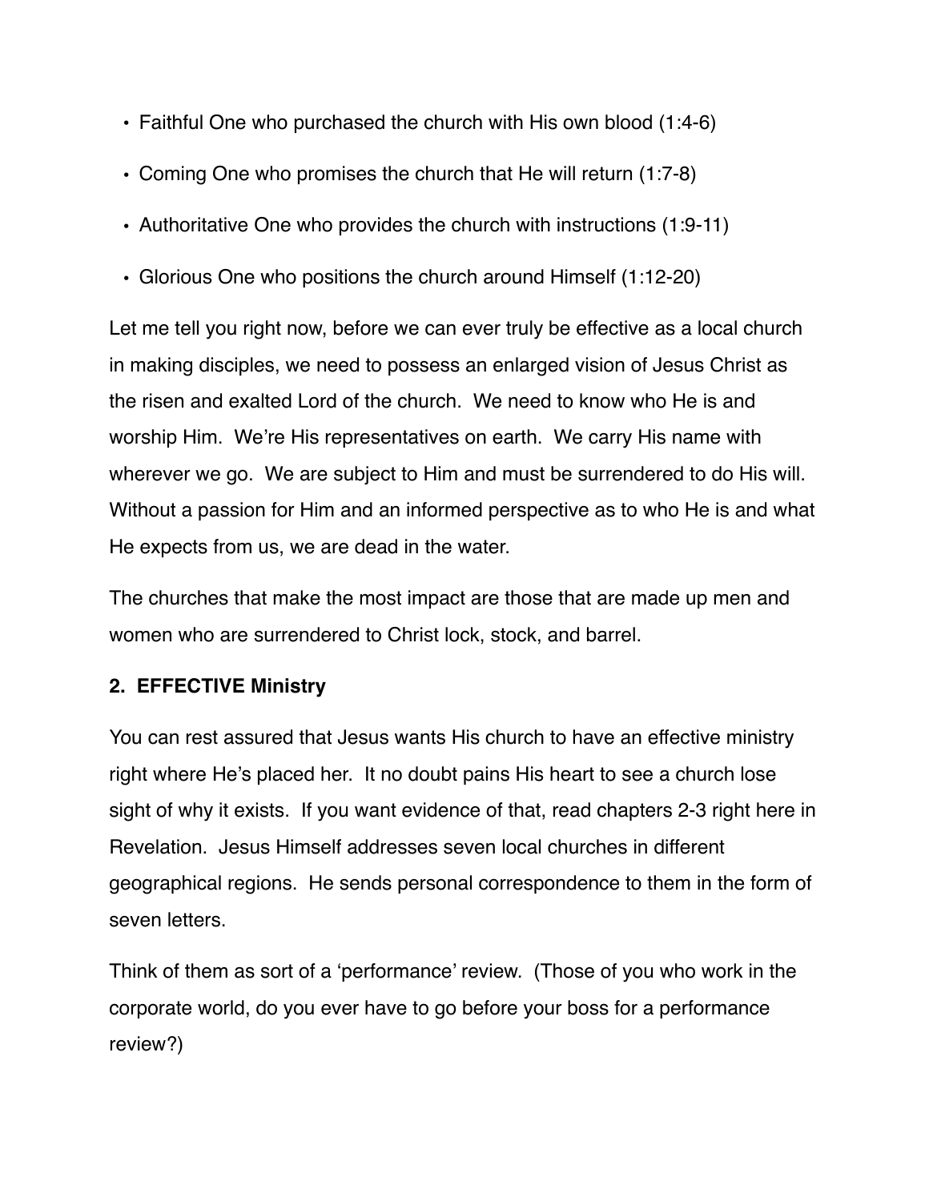- Faithful One who purchased the church with His own blood (1:4-6)
- Coming One who promises the church that He will return (1:7-8)
- Authoritative One who provides the church with instructions (1:9-11)
- Glorious One who positions the church around Himself (1:12-20)

Let me tell you right now, before we can ever truly be effective as a local church in making disciples, we need to possess an enlarged vision of Jesus Christ as the risen and exalted Lord of the church. We need to know who He is and worship Him. We're His representatives on earth. We carry His name with wherever we go. We are subject to Him and must be surrendered to do His will. Without a passion for Him and an informed perspective as to who He is and what He expects from us, we are dead in the water.

The churches that make the most impact are those that are made up men and women who are surrendered to Christ lock, stock, and barrel.

**2. EFFECTIVE Ministry**

You can rest assured that Jesus wants His church to have an effective ministry right where He's placed her. It no doubt pains His heart to see a church lose sight of why it exists. If you want evidence of that, read chapters 2-3 right here in Revelation. Jesus Himself addresses seven local churches in different geographical regions. He sends personal correspondence to them in the form of seven letters.

Think of them as sort of a 'performance' review. (Those of you who work in the corporate world, do you ever have to go before your boss for a performance review?)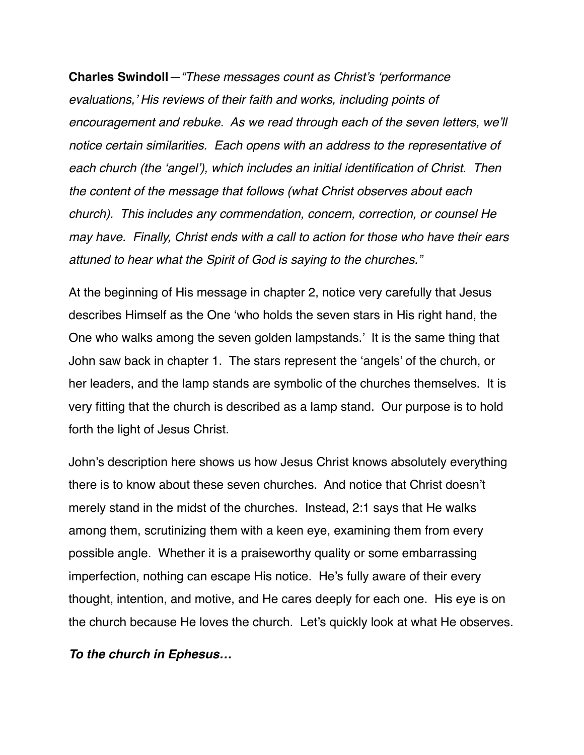**Charles Swindoll**—*"These messages count as Christ's 'performance evaluations,' His reviews of their faith and works, including points of encouragement and rebuke. As we read through each of the seven letters, we'll notice certain similarities. Each opens with an address to the representative of each church (the 'angel'), which includes an initial identification of Christ. Then the content of the message that follows (what Christ observes about each church). This includes any commendation, concern, correction, or counsel He may have. Finally, Christ ends with a call to action for those who have their ears attuned to hear what the Spirit of God is saying to the churches."*

At the beginning of His message in chapter 2, notice very carefully that Jesus describes Himself as the One 'who holds the seven stars in His right hand, the One who walks among the seven golden lampstands.' It is the same thing that John saw back in chapter 1. The stars represent the 'angels' of the church, or her leaders, and the lamp stands are symbolic of the churches themselves. It is very fitting that the church is described as a lamp stand. Our purpose is to hold forth the light of Jesus Christ.

John's description here shows us how Jesus Christ knows absolutely everything there is to know about these seven churches. And notice that Christ doesn't merely stand in the midst of the churches. Instead, 2:1 says that He walks among them, scrutinizing them with a keen eye, examining them from every possible angle. Whether it is a praiseworthy quality or some embarrassing imperfection, nothing can escape His notice. He's fully aware of their every thought, intention, and motive, and He cares deeply for each one. His eye is on the church because He loves the church. Let's quickly look at what He observes.

***To the church in Ephesus…***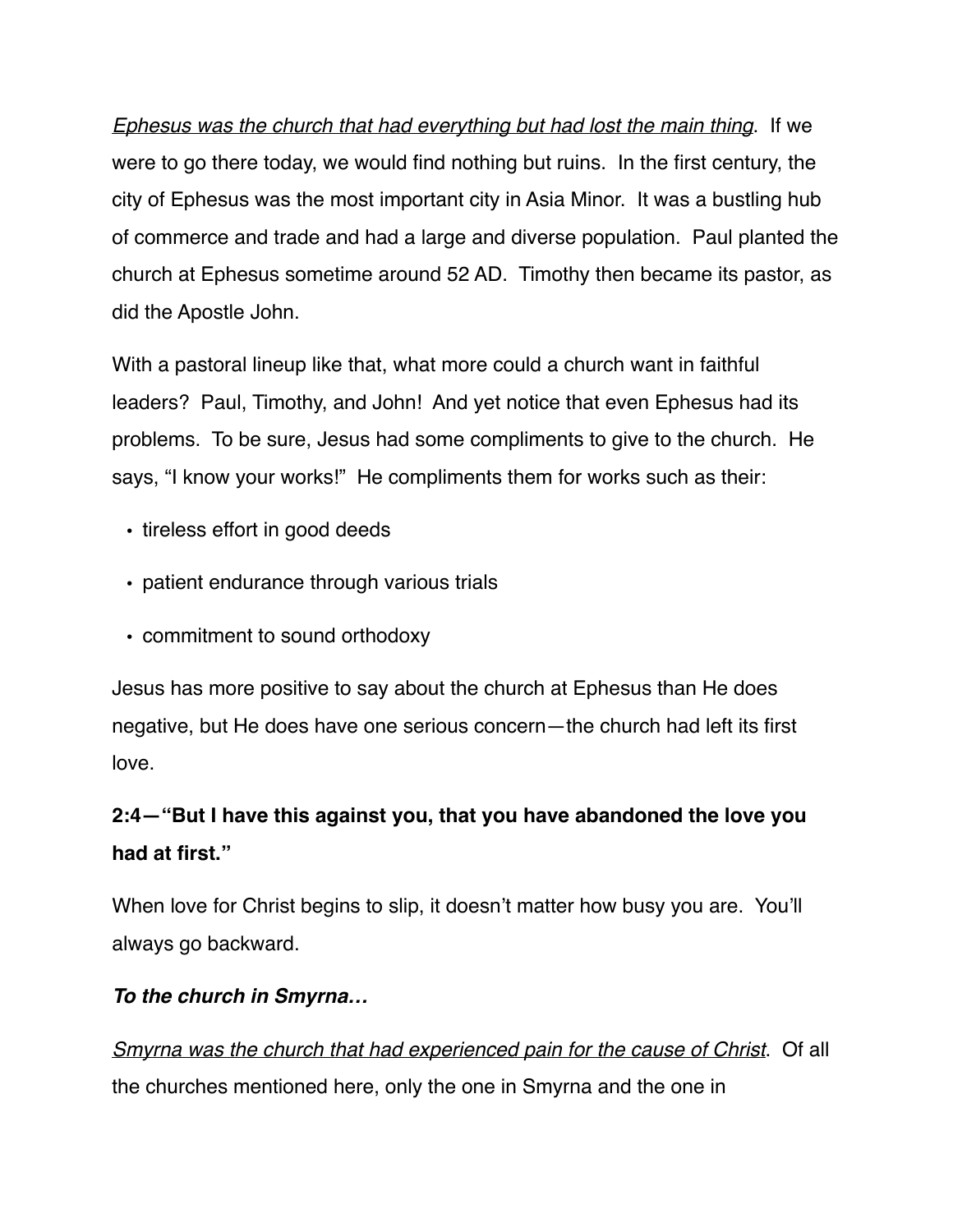<u>*Ephesus was the church that had everything but had lost the main thing*</u>. If we were to go there today, we would find nothing but ruins. In the first century, the city of Ephesus was the most important city in Asia Minor. It was a bustling hub of commerce and trade and had a large and diverse population. Paul planted the church at Ephesus sometime around 52 AD. Timothy then became its pastor, as did the Apostle John.

With a pastoral lineup like that, what more could a church want in faithful leaders? Paul, Timothy, and John! And yet notice that even Ephesus had its problems. To be sure, Jesus had some compliments to give to the church. He says, "I know your works!" He compliments them for works such as their:

- tireless effort in good deeds
- patient endurance through various trials
- commitment to sound orthodoxy

Jesus has more positive to say about the church at Ephesus than He does negative, but He does have one serious concern—the church had left its first love.

**2:4—"But I have this against you, that you have abandoned the love you had at first."**

When love for Christ begins to slip, it doesn't matter how busy you are. You'll always go backward.

***To the church in Smyrna…***

<u>*Smyrna was the church that had experienced pain for the cause of Christ*</u>. Of all the churches mentioned here, only the one in Smyrna and the one in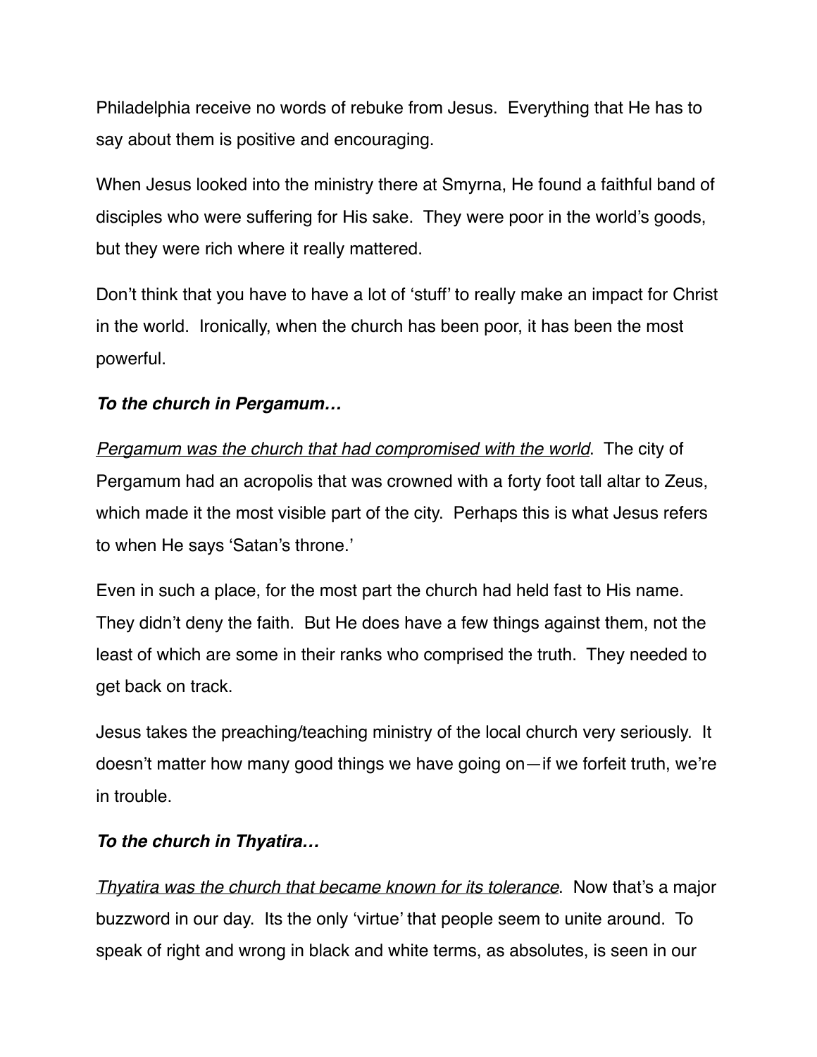Philadelphia receive no words of rebuke from Jesus.  Everything that He has to say about them is positive and encouraging.

When Jesus looked into the ministry there at Smyrna, He found a faithful band of disciples who were suffering for His sake.  They were poor in the world's goods, but they were rich where it really mattered.

Don't think that you have to have a lot of 'stuff' to really make an impact for Christ in the world.  Ironically, when the church has been poor, it has been the most powerful.

***To the church in Pergamum…***

<u>Pergamum was the church that had compromised with the world</u>.  The city of Pergamum had an acropolis that was crowned with a forty foot tall altar to Zeus, which made it the most visible part of the city.  Perhaps this is what Jesus refers to when He says 'Satan's throne.'

Even in such a place, for the most part the church had held fast to His name.  They didn't deny the faith.  But He does have a few things against them, not the least of which are some in their ranks who comprised the truth.  They needed to get back on track.

Jesus takes the preaching/teaching ministry of the local church very seriously.  It doesn't matter how many good things we have going on—if we forfeit truth, we're in trouble.

***To the church in Thyatira…***

<u>Thyatira was the church that became known for its tolerance</u>.  Now that's a major buzzword in our day.  Its the only 'virtue' that people seem to unite around.  To speak of right and wrong in black and white terms, as absolutes, is seen in our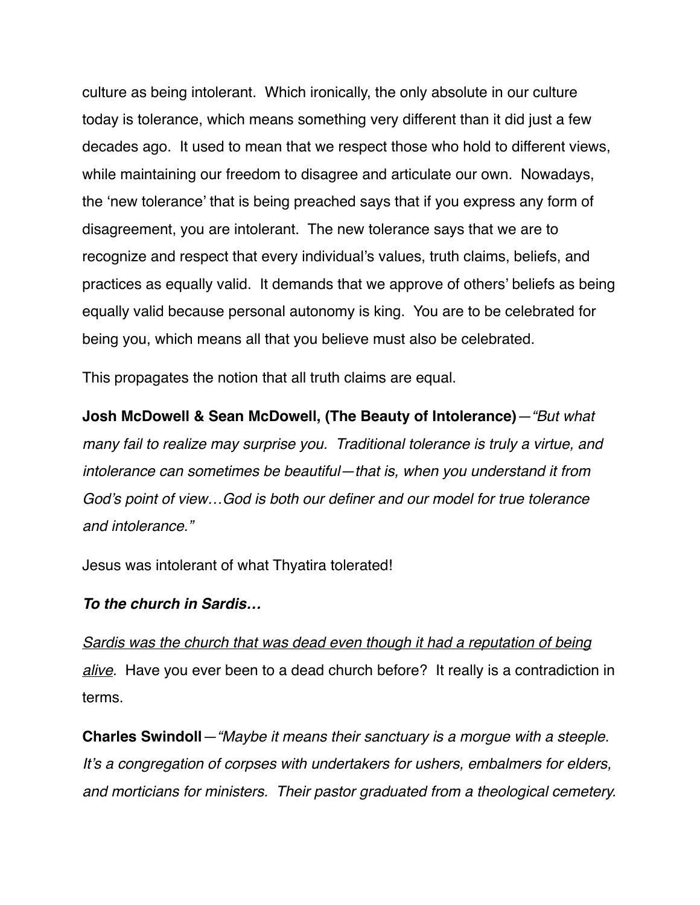culture as being intolerant. Which ironically, the only absolute in our culture today is tolerance, which means something very different than it did just a few decades ago. It used to mean that we respect those who hold to different views, while maintaining our freedom to disagree and articulate our own. Nowadays, the 'new tolerance' that is being preached says that if you express any form of disagreement, you are intolerant. The new tolerance says that we are to recognize and respect that every individual's values, truth claims, beliefs, and practices as equally valid. It demands that we approve of others' beliefs as being equally valid because personal autonomy is king. You are to be celebrated for being you, which means all that you believe must also be celebrated.

This propagates the notion that all truth claims are equal.

**Josh McDowell & Sean McDowell, (The Beauty of Intolerance)**—*"But what many fail to realize may surprise you. Traditional tolerance is truly a virtue, and intolerance can sometimes be beautiful—that is, when you understand it from God's point of view…God is both our definer and our model for true tolerance and intolerance."*

Jesus was intolerant of what Thyatira tolerated!

***To the church in Sardis…***

<u>Sardis was the church that was dead even though it had a reputation of being alive</u>. Have you ever been to a dead church before? It really is a contradiction in terms.

**Charles Swindoll**—*"Maybe it means their sanctuary is a morgue with a steeple. It's a congregation of corpses with undertakers for ushers, embalmers for elders, and morticians for ministers. Their pastor graduated from a theological cemetery.*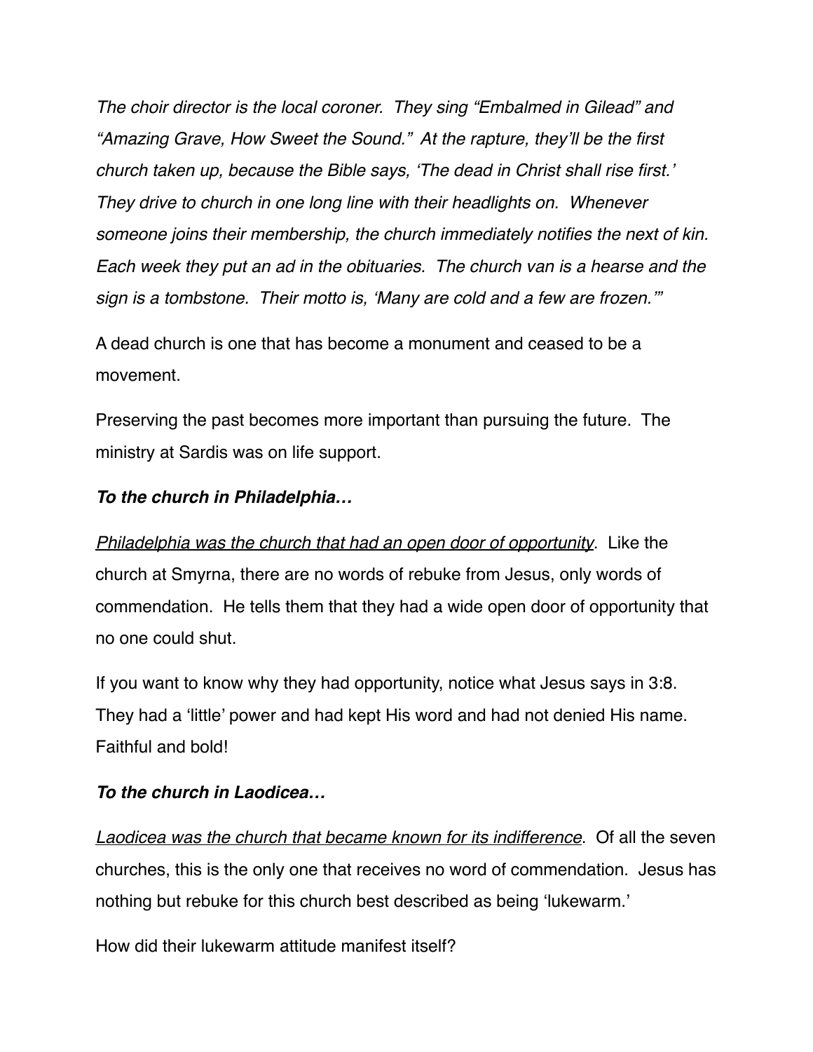*The choir director is the local coroner. They sing "Embalmed in Gilead" and "Amazing Grave, How Sweet the Sound." At the rapture, they'll be the first church taken up, because the Bible says, 'The dead in Christ shall rise first.' They drive to church in one long line with their headlights on. Whenever someone joins their membership, the church immediately notifies the next of kin. Each week they put an ad in the obituaries. The church van is a hearse and the sign is a tombstone. Their motto is, 'Many are cold and a few are frozen.'"*

A dead church is one that has become a monument and ceased to be a movement.

Preserving the past becomes more important than pursuing the future. The ministry at Sardis was on life support.

***To the church in Philadelphia…***

<u>*Philadelphia was the church that had an open door of opportunity*</u>. Like the church at Smyrna, there are no words of rebuke from Jesus, only words of commendation. He tells them that they had a wide open door of opportunity that no one could shut.

If you want to know why they had opportunity, notice what Jesus says in 3:8. They had a 'little' power and had kept His word and had not denied His name. Faithful and bold!

***To the church in Laodicea…***

<u>*Laodicea was the church that became known for its indifference*</u>. Of all the seven churches, this is the only one that receives no word of commendation. Jesus has nothing but rebuke for this church best described as being 'lukewarm.'

How did their lukewarm attitude manifest itself?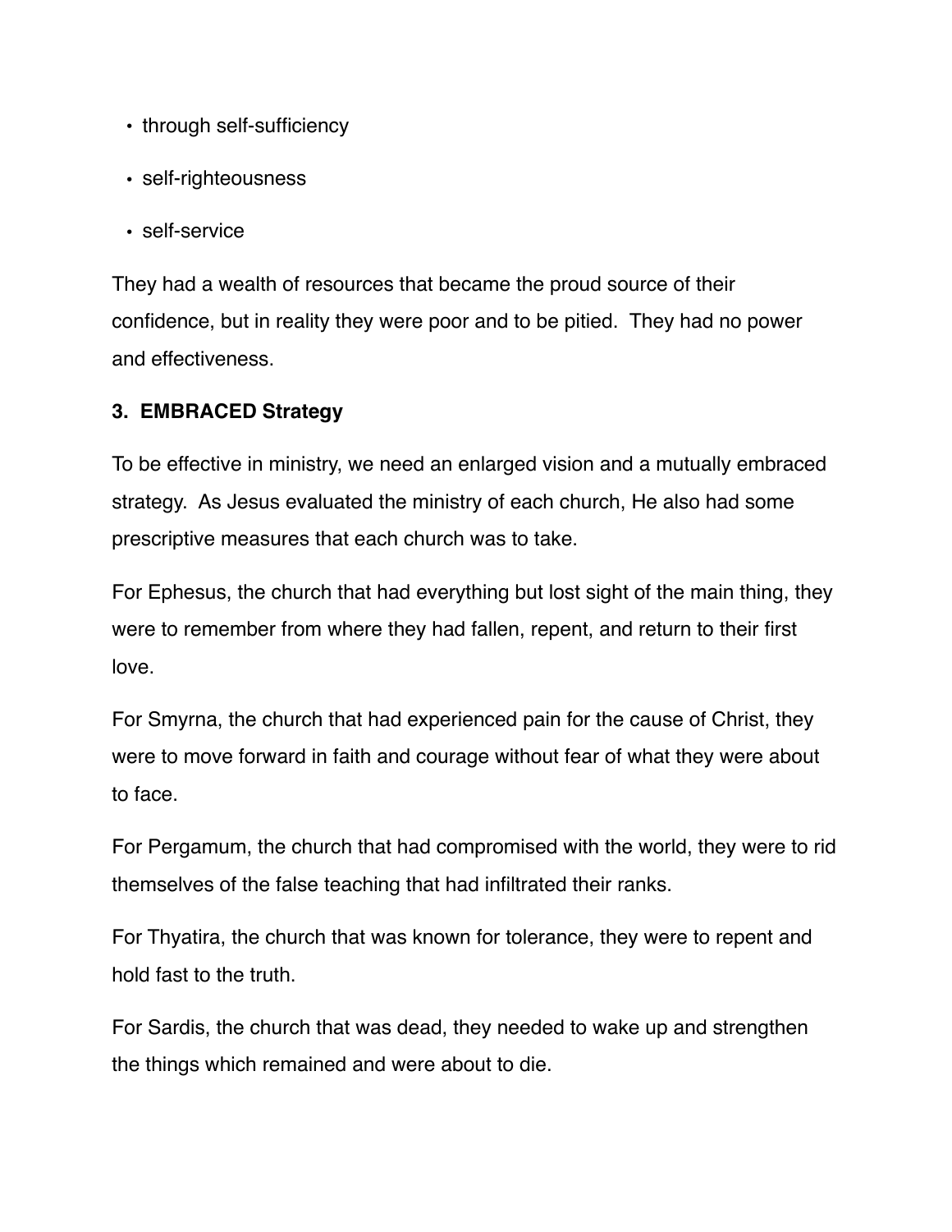- through self-sufficiency
- self-righteousness
- self-service

They had a wealth of resources that became the proud source of their confidence, but in reality they were poor and to be pitied. They had no power and effectiveness.

**3. EMBRACED Strategy**

To be effective in ministry, we need an enlarged vision and a mutually embraced strategy. As Jesus evaluated the ministry of each church, He also had some prescriptive measures that each church was to take.

For Ephesus, the church that had everything but lost sight of the main thing, they were to remember from where they had fallen, repent, and return to their first love.

For Smyrna, the church that had experienced pain for the cause of Christ, they were to move forward in faith and courage without fear of what they were about to face.

For Pergamum, the church that had compromised with the world, they were to rid themselves of the false teaching that had infiltrated their ranks.

For Thyatira, the church that was known for tolerance, they were to repent and hold fast to the truth.

For Sardis, the church that was dead, they needed to wake up and strengthen the things which remained and were about to die.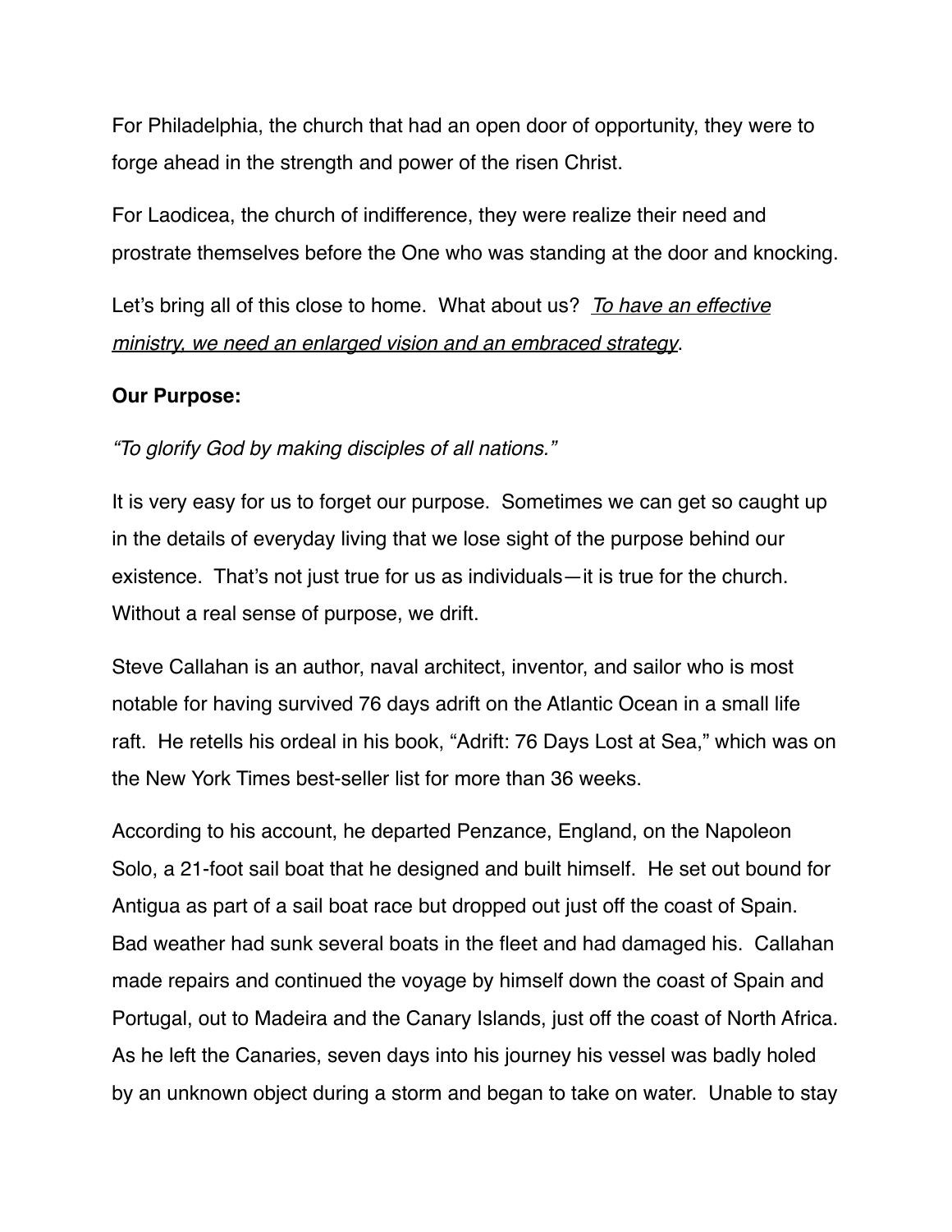For Philadelphia, the church that had an open door of opportunity, they were to forge ahead in the strength and power of the risen Christ.

For Laodicea, the church of indifference, they were realize their need and prostrate themselves before the One who was standing at the door and knocking.

Let's bring all of this close to home. What about us? <u>*To have an effective ministry, we need an enlarged vision and an embraced strategy*</u>.

**Our Purpose:**

*"To glorify God by making disciples of all nations."*

It is very easy for us to forget our purpose. Sometimes we can get so caught up in the details of everyday living that we lose sight of the purpose behind our existence. That's not just true for us as individuals—it is true for the church. Without a real sense of purpose, we drift.

Steve Callahan is an author, naval architect, inventor, and sailor who is most notable for having survived 76 days adrift on the Atlantic Ocean in a small life raft. He retells his ordeal in his book, "Adrift: 76 Days Lost at Sea," which was on the New York Times best-seller list for more than 36 weeks.

According to his account, he departed Penzance, England, on the Napoleon Solo, a 21-foot sail boat that he designed and built himself. He set out bound for Antigua as part of a sail boat race but dropped out just off the coast of Spain. Bad weather had sunk several boats in the fleet and had damaged his. Callahan made repairs and continued the voyage by himself down the coast of Spain and Portugal, out to Madeira and the Canary Islands, just off the coast of North Africa. As he left the Canaries, seven days into his journey his vessel was badly holed by an unknown object during a storm and began to take on water. Unable to stay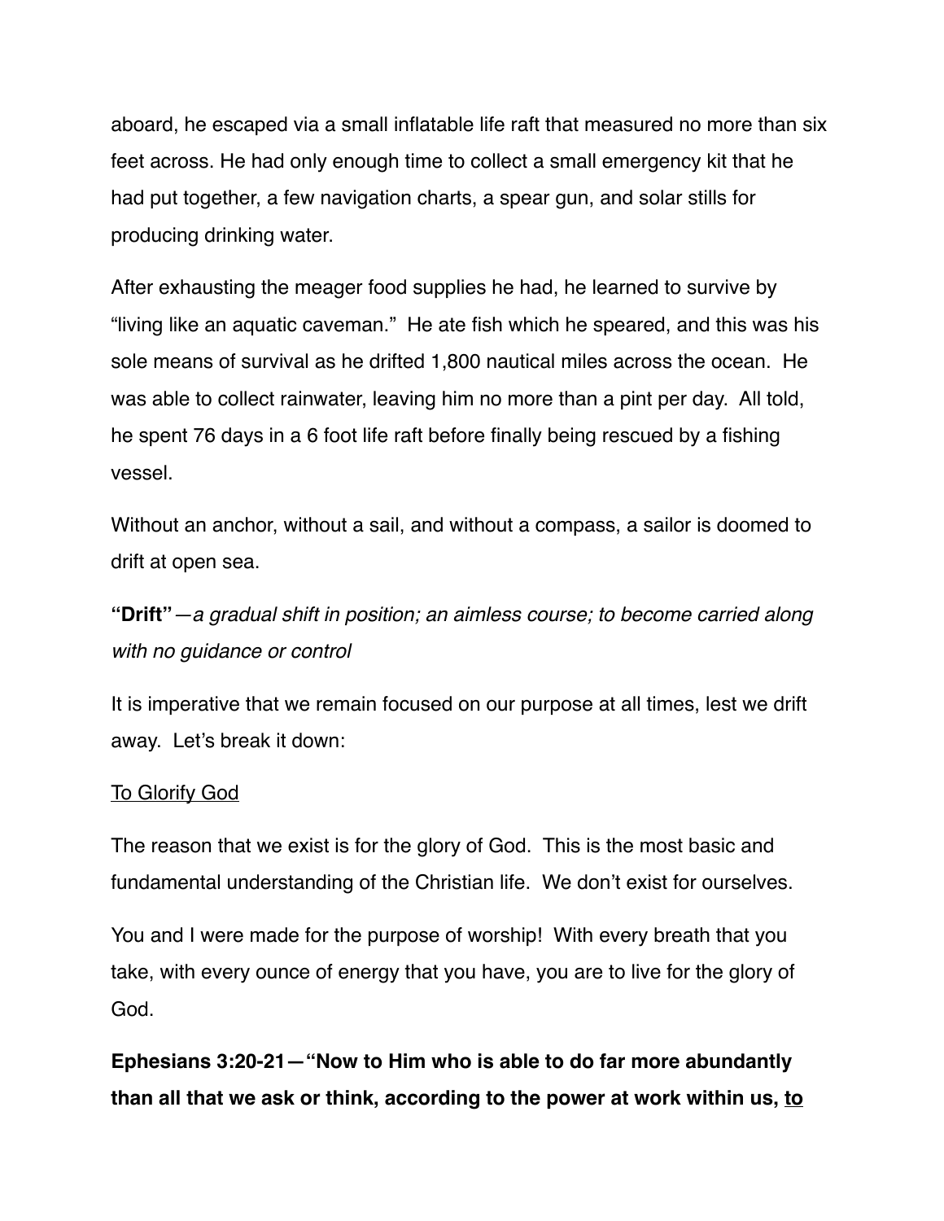aboard, he escaped via a small inflatable life raft that measured no more than six feet across. He had only enough time to collect a small emergency kit that he had put together, a few navigation charts, a spear gun, and solar stills for producing drinking water.

After exhausting the meager food supplies he had, he learned to survive by "living like an aquatic caveman." He ate fish which he speared, and this was his sole means of survival as he drifted 1,800 nautical miles across the ocean. He was able to collect rainwater, leaving him no more than a pint per day. All told, he spent 76 days in a 6 foot life raft before finally being rescued by a fishing vessel.

Without an anchor, without a sail, and without a compass, a sailor is doomed to drift at open sea.

**"Drift"**—*a gradual shift in position; an aimless course; to become carried along with no guidance or control*

It is imperative that we remain focused on our purpose at all times, lest we drift away. Let's break it down:

<u>To Glorify God</u>

The reason that we exist is for the glory of God. This is the most basic and fundamental understanding of the Christian life. We don't exist for ourselves.

You and I were made for the purpose of worship! With every breath that you take, with every ounce of energy that you have, you are to live for the glory of God.

**Ephesians 3:20-21—"Now to Him who is able to do far more abundantly than all that we ask or think, according to the power at work within us, <u>to</u>**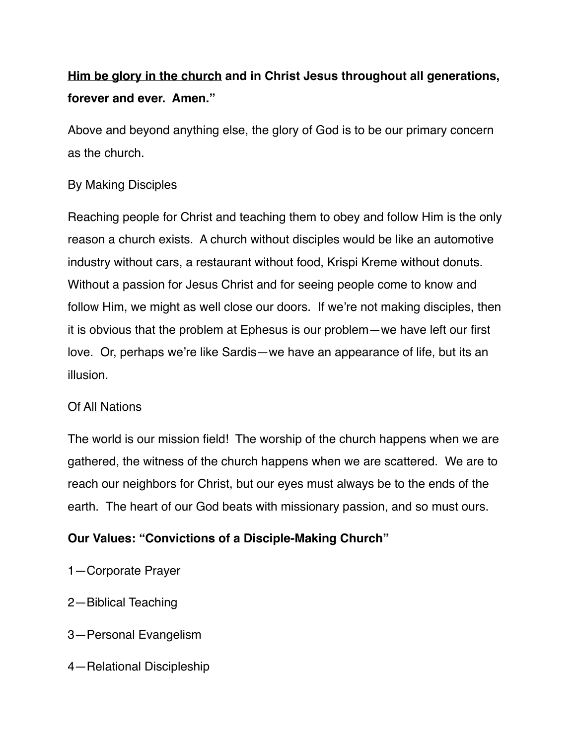**<u>Him be glory in the church</u> and in Christ Jesus throughout all generations, forever and ever. Amen."**

Above and beyond anything else, the glory of God is to be our primary concern as the church.

<u>By Making Disciples</u>

Reaching people for Christ and teaching them to obey and follow Him is the only reason a church exists. A church without disciples would be like an automotive industry without cars, a restaurant without food, Krispi Kreme without donuts. Without a passion for Jesus Christ and for seeing people come to know and follow Him, we might as well close our doors. If we're not making disciples, then it is obvious that the problem at Ephesus is our problem—we have left our first love. Or, perhaps we're like Sardis—we have an appearance of life, but its an illusion.

<u>Of All Nations</u>

The world is our mission field! The worship of the church happens when we are gathered, the witness of the church happens when we are scattered. We are to reach our neighbors for Christ, but our eyes must always be to the ends of the earth. The heart of our God beats with missionary passion, and so must ours.

**Our Values: "Convictions of a Disciple-Making Church"**

1—Corporate Prayer

2—Biblical Teaching

3—Personal Evangelism

4—Relational Discipleship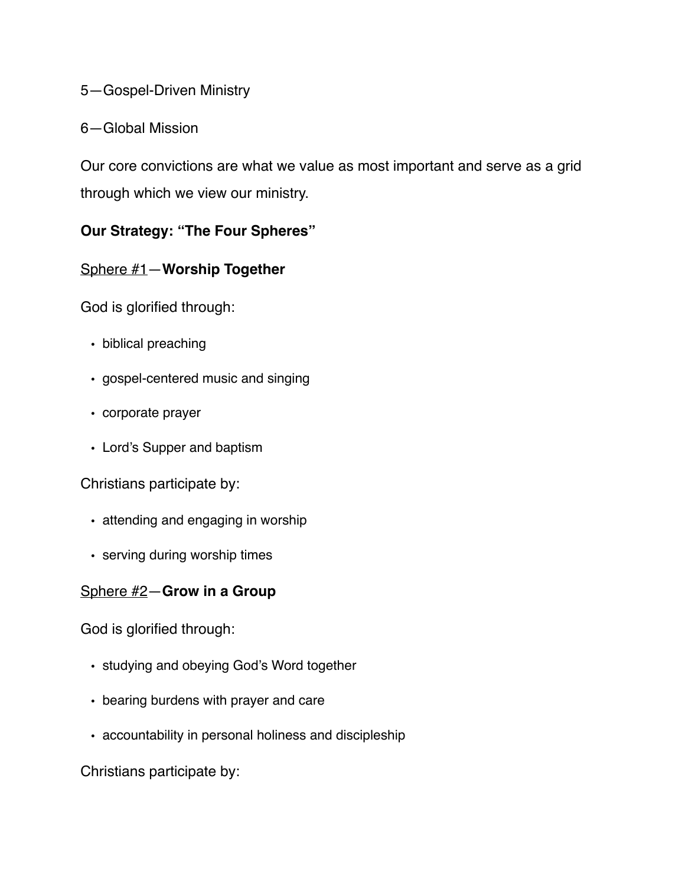5—Gospel-Driven Ministry

6—Global Mission

Our core convictions are what we value as most important and serve as a grid through which we view our ministry.

**Our Strategy: "The Four Spheres"**

<u>Sphere #1</u>—**Worship Together**

God is glorified through:

- biblical preaching
- gospel-centered music and singing
- corporate prayer
- Lord's Supper and baptism

Christians participate by:

- attending and engaging in worship
- serving during worship times

<u>Sphere #2</u>—**Grow in a Group**

God is glorified through:

- studying and obeying God's Word together
- bearing burdens with prayer and care
- accountability in personal holiness and discipleship

Christians participate by: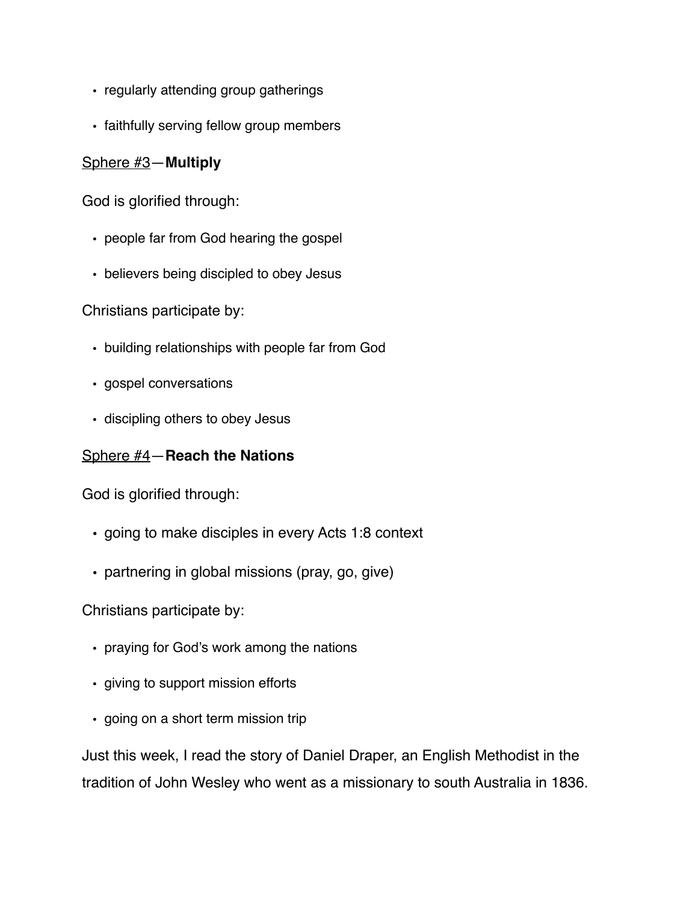- regularly attending group gatherings
- faithfully serving fellow group members

<u>Sphere #3</u>—**Multiply**

God is glorified through:

- people far from God hearing the gospel
- believers being discipled to obey Jesus

Christians participate by:

- building relationships with people far from God
- gospel conversations
- discipling others to obey Jesus

<u>Sphere #4</u>—**Reach the Nations**

God is glorified through:

- going to make disciples in every Acts 1:8 context
- partnering in global missions (pray, go, give)

Christians participate by:

- praying for God's work among the nations
- giving to support mission efforts
- going on a short term mission trip

Just this week, I read the story of Daniel Draper, an English Methodist in the tradition of John Wesley who went as a missionary to south Australia in 1836.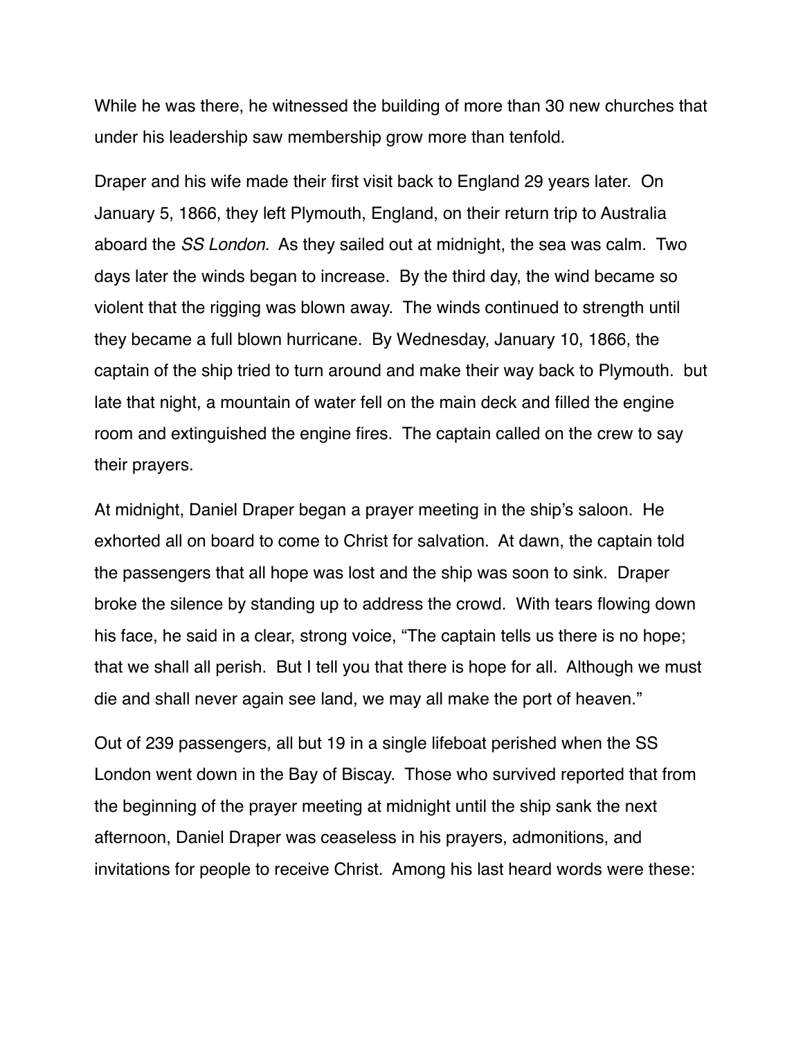While he was there, he witnessed the building of more than 30 new churches that under his leadership saw membership grow more than tenfold.

Draper and his wife made their first visit back to England 29 years later. On January 5, 1866, they left Plymouth, England, on their return trip to Australia aboard the *SS London*. As they sailed out at midnight, the sea was calm. Two days later the winds began to increase. By the third day, the wind became so violent that the rigging was blown away. The winds continued to strength until they became a full blown hurricane. By Wednesday, January 10, 1866, the captain of the ship tried to turn around and make their way back to Plymouth. but late that night, a mountain of water fell on the main deck and filled the engine room and extinguished the engine fires. The captain called on the crew to say their prayers.

At midnight, Daniel Draper began a prayer meeting in the ship's saloon. He exhorted all on board to come to Christ for salvation. At dawn, the captain told the passengers that all hope was lost and the ship was soon to sink. Draper broke the silence by standing up to address the crowd. With tears flowing down his face, he said in a clear, strong voice, "The captain tells us there is no hope; that we shall all perish. But I tell you that there is hope for all. Although we must die and shall never again see land, we may all make the port of heaven."

Out of 239 passengers, all but 19 in a single lifeboat perished when the SS London went down in the Bay of Biscay. Those who survived reported that from the beginning of the prayer meeting at midnight until the ship sank the next afternoon, Daniel Draper was ceaseless in his prayers, admonitions, and invitations for people to receive Christ. Among his last heard words were these: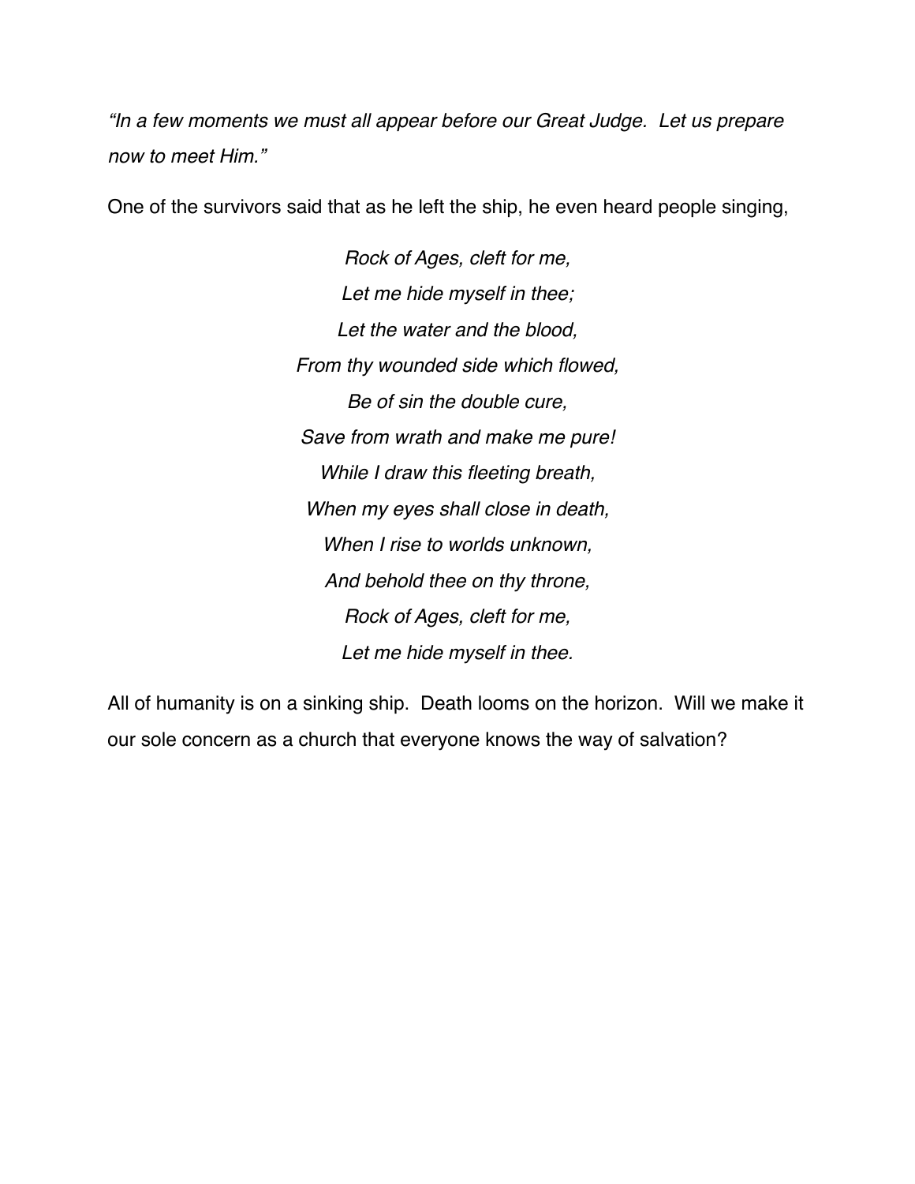*"In a few moments we must all appear before our Great Judge. Let us prepare now to meet Him."*

One of the survivors said that as he left the ship, he even heard people singing,

*Rock of Ages, cleft for me,*  
*Let me hide myself in thee;*  
*Let the water and the blood,*  
*From thy wounded side which flowed,*  
*Be of sin the double cure,*  
*Save from wrath and make me pure!*  
*While I draw this fleeting breath,*  
*When my eyes shall close in death,*  
*When I rise to worlds unknown,*  
*And behold thee on thy throne,*  
*Rock of Ages, cleft for me,*  
*Let me hide myself in thee.*

All of humanity is on a sinking ship. Death looms on the horizon. Will we make it our sole concern as a church that everyone knows the way of salvation?